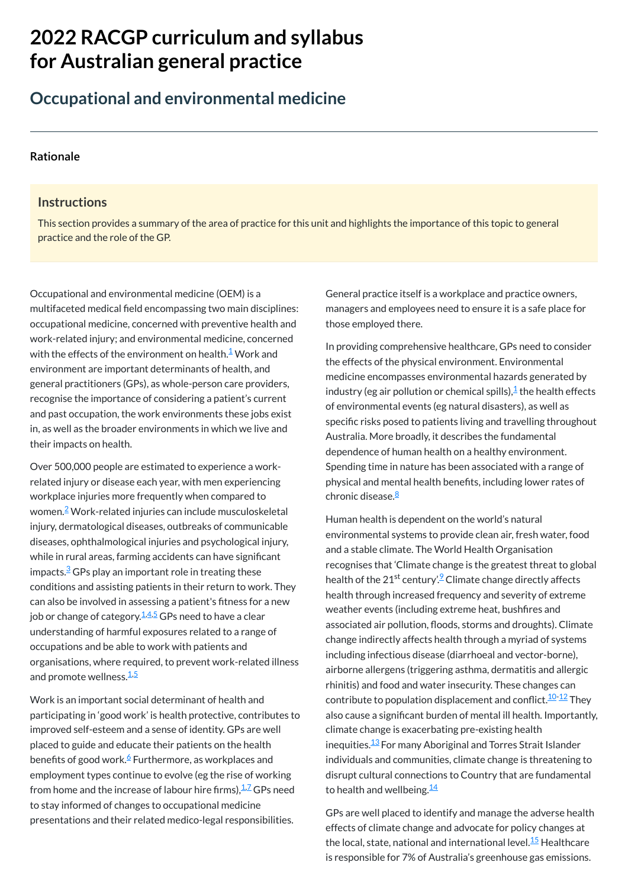# 2022 RACGP curriculum and syllabus for Australian general practice

## Occupational and environmental medicine

### Rationale

#### Instructions

This section provides a summary of the area of practice for this unit and highlights the importance of this topic to general practice and the role of the GP.

Occupational and environmental medicine (OEM) is a multifaceted medical field encompassing two main disciplines: occupational medicine, concerned with preventive health and work-related injury; and environmental medicine, concerned with the effects of the environment on health.[1] Work and environment are important determinants of health, and general practitioners (GPs), as whole-person care providers, recognise the importance of considering a patient's current and past occupation, the work environments these jobs exist in, as well as the broader environments in which we live and their impacts on health.

Over 500,000 people are estimated to experience a work-related injury or disease each year, with men experiencing workplace injuries more frequently when compared to women.[2] Work-related injuries can include musculoskeletal injury, dermatological diseases, outbreaks of communicable diseases, ophthalmological injuries and psychological injury, while in rural areas, farming accidents can have significant impacts.[3] GPs play an important role in treating these conditions and assisting patients in their return to work. They can also be involved in assessing a patient's fitness for a new job or change of category.[1,4,5] GPs need to have a clear understanding of harmful exposures related to a range of occupations and be able to work with patients and organisations, where required, to prevent work-related illness and promote wellness.[1,5]

Work is an important social determinant of health and participating in 'good work' is health protective, contributes to improved self-esteem and a sense of identity. GPs are well placed to guide and educate their patients on the health benefits of good work.[6] Furthermore, as workplaces and employment types continue to evolve (eg the rise of working from home and the increase of labour hire firms),[1,7] GPs need to stay informed of changes to occupational medicine presentations and their related medico-legal responsibilities.

General practice itself is a workplace and practice owners, managers and employees need to ensure it is a safe place for those employed there.

In providing comprehensive healthcare, GPs need to consider the effects of the physical environment. Environmental medicine encompasses environmental hazards generated by industry (eg air pollution or chemical spills),[1] the health effects of environmental events (eg natural disasters), as well as specific risks posed to patients living and travelling throughout Australia. More broadly, it describes the fundamental dependence of human health on a healthy environment. Spending time in nature has been associated with a range of physical and mental health benefits, including lower rates of chronic disease.[8]

Human health is dependent on the world's natural environmental systems to provide clean air, fresh water, food and a stable climate. The World Health Organisation recognises that 'Climate change is the greatest threat to global health of the 21st century'.[9] Climate change directly affects health through increased frequency and severity of extreme weather events (including extreme heat, bushfires and associated air pollution, floods, storms and droughts). Climate change indirectly affects health through a myriad of systems including infectious disease (diarrhoeal and vector-borne), airborne allergens (triggering asthma, dermatitis and allergic rhinitis) and food and water insecurity. These changes can contribute to population displacement and conflict.[10-12] They also cause a significant burden of mental ill health. Importantly, climate change is exacerbating pre-existing health inequities.[13] For many Aboriginal and Torres Strait Islander individuals and communities, climate change is threatening to disrupt cultural connections to Country that are fundamental to health and wellbeing.[14]

GPs are well placed to identify and manage the adverse health effects of climate change and advocate for policy changes at the local, state, national and international level.[15] Healthcare is responsible for 7% of Australia's greenhouse gas emissions.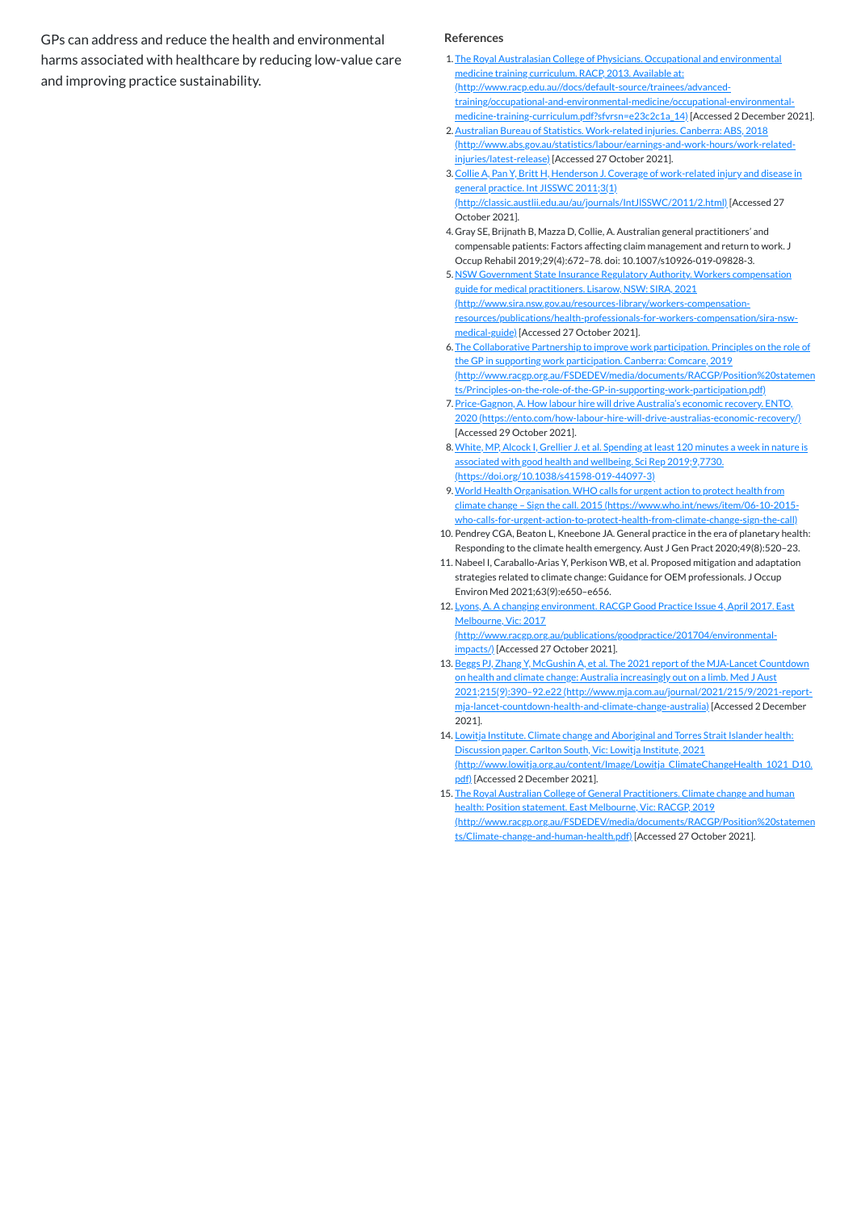GPs can address and reduce the health and environmental harms associated with healthcare by reducing low-value care and improving practice sustainability.

## References

1. The Royal Australasian College of Physicians. Occupational and environmental medicine training curriculum. RACP, 2013. Available at: (http://www.racp.edu.au//docs/default-source/trainees/advanced-training/occupational-and-environmental-medicine/occupational-environmental-medicine-training-curriculum.pdf?sfvrsn=e23c2c1a_14) [Accessed 2 December 2021].
2. Australian Bureau of Statistics. Work-related injuries. Canberra: ABS, 2018 (http://www.abs.gov.au/statistics/labour/earnings-and-work-hours/work-related-injuries/latest-release) [Accessed 27 October 2021].
3. Collie A, Pan Y, Britt H, Henderson J. Coverage of work-related injury and disease in general practice. Int JISSWC 2011;3(1) (http://classic.austlii.edu.au/au/journals/IntJISSWC/2011/2.html) [Accessed 27 October 2021].
4. Gray SE, Brijnath B, Mazza D, Collie, A. Australian general practitioners' and compensable patients: Factors affecting claim management and return to work. J Occup Rehabil 2019;29(4):672–78. doi: 10.1007/s10926-019-09828-3.
5. NSW Government State Insurance Regulatory Authority. Workers compensation guide for medical practitioners. Lisarow, NSW: SIRA, 2021 (http://www.sira.nsw.gov.au/resources-library/workers-compensation-resources/publications/health-professionals-for-workers-compensation/sira-nsw-medical-guide) [Accessed 27 October 2021].
6. The Collaborative Partnership to improve work participation. Principles on the role of the GP in supporting work participation. Canberra: Comcare, 2019 (http://www.racgp.org.au/FSDEDEV/media/documents/RACGP/Position%20statements/Principles-on-the-role-of-the-GP-in-supporting-work-participation.pdf)
7. Price-Gagnon, A. How labour hire will drive Australia's economic recovery. ENTO, 2020 (https://ento.com/how-labour-hire-will-drive-australias-economic-recovery/) [Accessed 29 October 2021].
8. White, MP, Alcock I, Grellier J. et al. Spending at least 120 minutes a week in nature is associated with good health and wellbeing. Sci Rep 2019;9,7730. (https://doi.org/10.1038/s41598-019-44097-3)
9. World Health Organisation. WHO calls for urgent action to protect health from climate change – Sign the call. 2015 (https://www.who.int/news/item/06-10-2015-who-calls-for-urgent-action-to-protect-health-from-climate-change-sign-the-call)
10. Pendrey CGA, Beaton L, Kneebone JA. General practice in the era of planetary health: Responding to the climate health emergency. Aust J Gen Pract 2020;49(8):520–23.
11. Nabeel I, Caraballo-Arias Y, Perkison WB, et al. Proposed mitigation and adaptation strategies related to climate change: Guidance for OEM professionals. J Occup Environ Med 2021;63(9):e650–e656.
12. Lyons, A. A changing environment. RACGP Good Practice Issue 4, April 2017. East Melbourne, Vic: 2017 (http://www.racgp.org.au/publications/goodpractice/201704/environmental-impacts/) [Accessed 27 October 2021].
13. Beggs PJ, Zhang Y, McGushin A, et al. The 2021 report of the MJA-Lancet Countdown on health and climate change: Australia increasingly out on a limb. Med J Aust 2021;215(9):390–92.e22 (http://www.mja.com.au/journal/2021/215/9/2021-report-mja-lancet-countdown-health-and-climate-change-australia) [Accessed 2 December 2021].
14. Lowitja Institute. Climate change and Aboriginal and Torres Strait Islander health: Discussion paper. Carlton South, Vic: Lowitja Institute, 2021 (http://www.lowitja.org.au/content/Image/Lowitja_ClimateChangeHealth_1021_D10.pdf) [Accessed 2 December 2021].
15. The Royal Australian College of General Practitioners. Climate change and human health: Position statement. East Melbourne, Vic: RACGP, 2019 (http://www.racgp.org.au/FSDEDEV/media/documents/RACGP/Position%20statements/Climate-change-and-human-health.pdf) [Accessed 27 October 2021].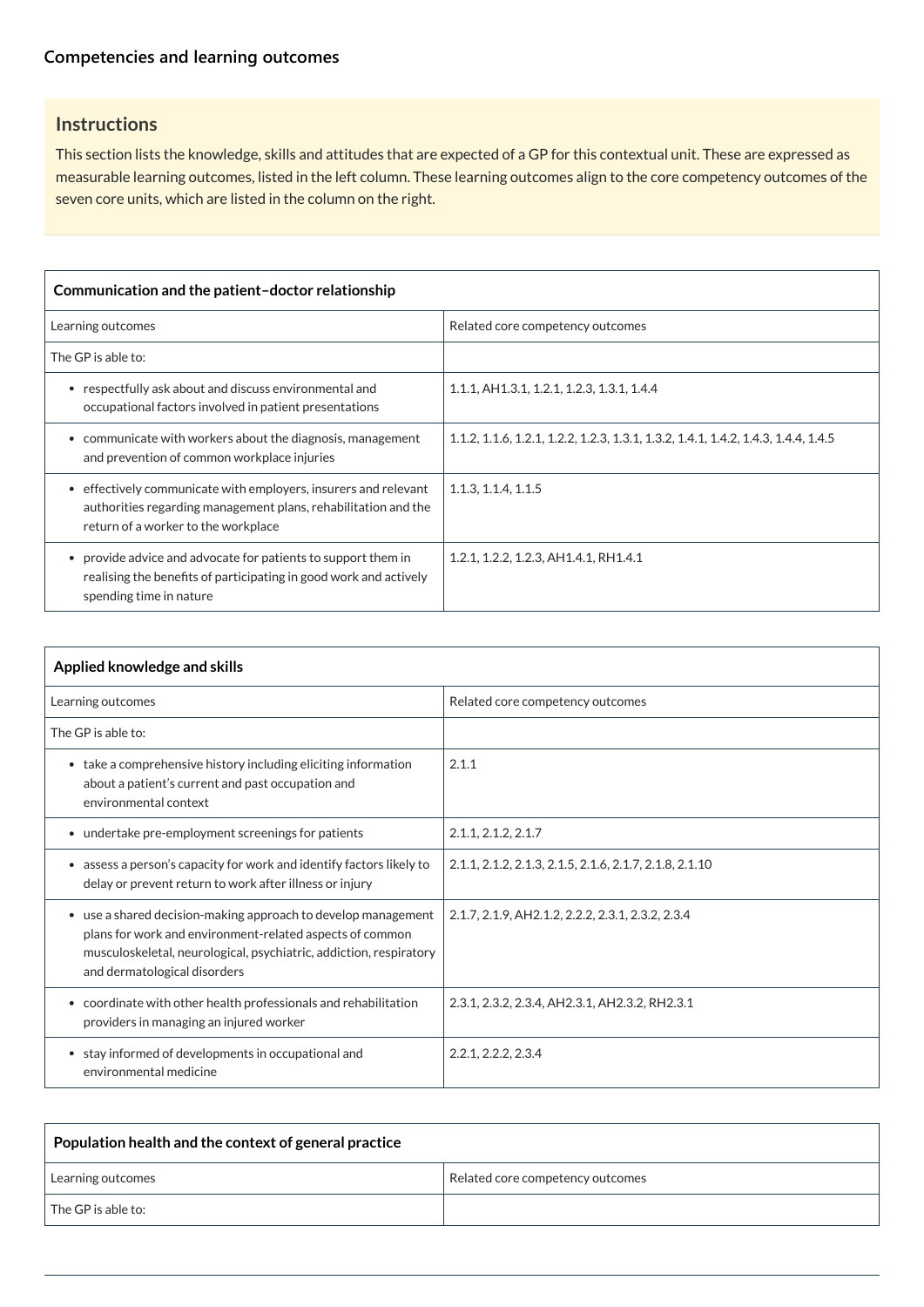## Competencies and learning outcomes

### Instructions

This section lists the knowledge, skills and attitudes that are expected of a GP for this contextual unit. These are expressed as measurable learning outcomes, listed in the left column. These learning outcomes align to the core competency outcomes of the seven core units, which are listed in the column on the right.

| **Communication and the patient–doctor relationship** | |
|---|---|
| Learning outcomes | Related core competency outcomes |
| The GP is able to: | |
| • respectfully ask about and discuss environmental and occupational factors involved in patient presentations | 1.1.1, AH1.3.1, 1.2.1, 1.2.3, 1.3.1, 1.4.4 |
| • communicate with workers about the diagnosis, management and prevention of common workplace injuries | 1.1.2, 1.1.6, 1.2.1, 1.2.2, 1.2.3, 1.3.1, 1.3.2, 1.4.1, 1.4.2, 1.4.3, 1.4.4, 1.4.5 |
| • effectively communicate with employers, insurers and relevant authorities regarding management plans, rehabilitation and the return of a worker to the workplace | 1.1.3, 1.1.4, 1.1.5 |
| • provide advice and advocate for patients to support them in realising the benefits of participating in good work and actively spending time in nature | 1.2.1, 1.2.2, 1.2.3, AH1.4.1, RH1.4.1 |

| **Applied knowledge and skills** | |
|---|---|
| Learning outcomes | Related core competency outcomes |
| The GP is able to: | |
| • take a comprehensive history including eliciting information about a patient's current and past occupation and environmental context | 2.1.1 |
| • undertake pre-employment screenings for patients | 2.1.1, 2.1.2, 2.1.7 |
| • assess a person's capacity for work and identify factors likely to delay or prevent return to work after illness or injury | 2.1.1, 2.1.2, 2.1.3, 2.1.5, 2.1.6, 2.1.7, 2.1.8, 2.1.10 |
| • use a shared decision-making approach to develop management plans for work and environment-related aspects of common musculoskeletal, neurological, psychiatric, addiction, respiratory and dermatological disorders | 2.1.7, 2.1.9, AH2.1.2, 2.2.2, 2.3.1, 2.3.2, 2.3.4 |
| • coordinate with other health professionals and rehabilitation providers in managing an injured worker | 2.3.1, 2.3.2, 2.3.4, AH2.3.1, AH2.3.2, RH2.3.1 |
| • stay informed of developments in occupational and environmental medicine | 2.2.1, 2.2.2, 2.3.4 |

| **Population health and the context of general practice** | |
|---|---|
| Learning outcomes | Related core competency outcomes |
| The GP is able to: | |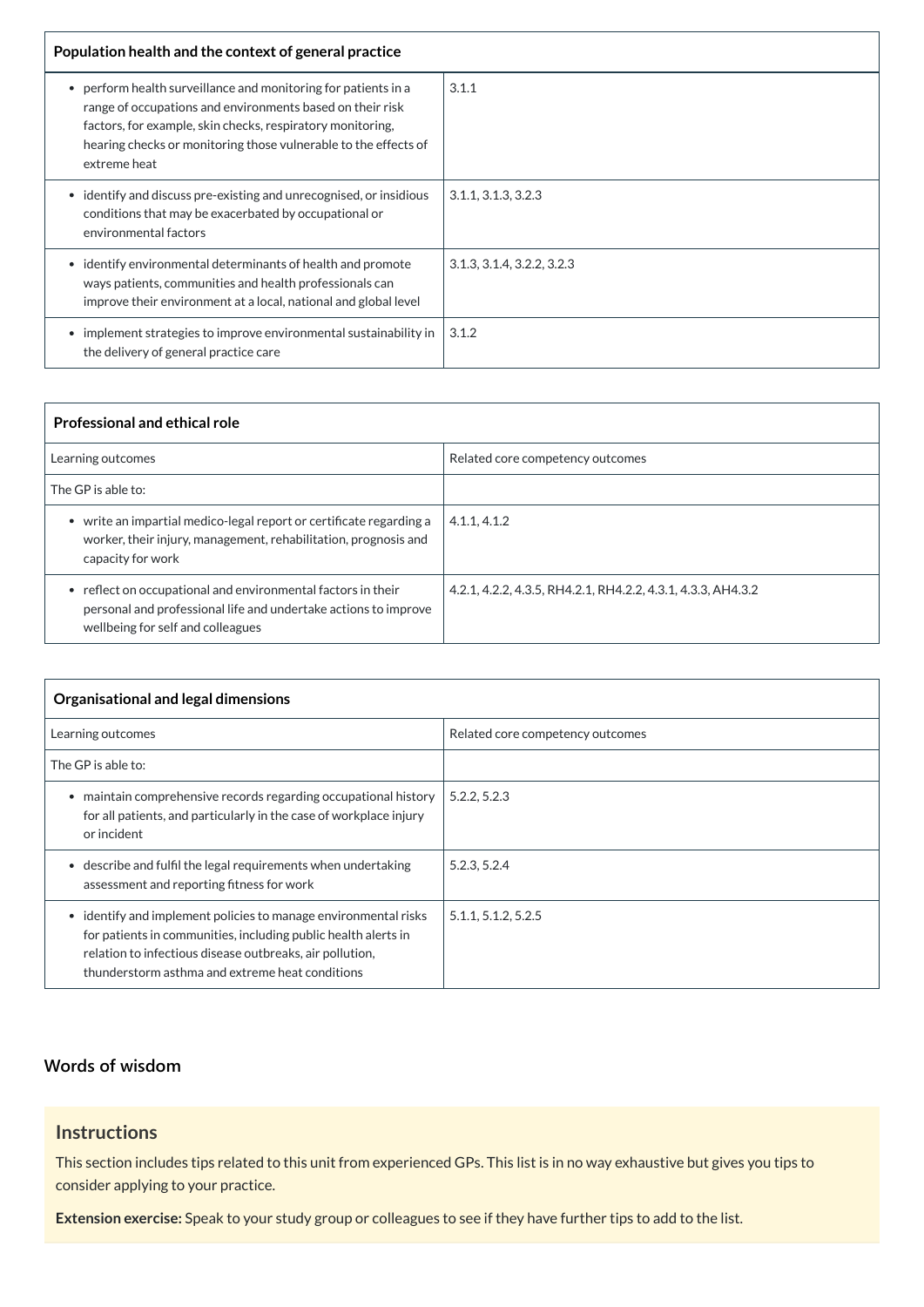| Population health and the context of general practice | |
|---|---|
| • perform health surveillance and monitoring for patients in a range of occupations and environments based on their risk factors, for example, skin checks, respiratory monitoring, hearing checks or monitoring those vulnerable to the effects of extreme heat | 3.1.1 |
| • identify and discuss pre-existing and unrecognised, or insidious conditions that may be exacerbated by occupational or environmental factors | 3.1.1, 3.1.3, 3.2.3 |
| • identify environmental determinants of health and promote ways patients, communities and health professionals can improve their environment at a local, national and global level | 3.1.3, 3.1.4, 3.2.2, 3.2.3 |
| • implement strategies to improve environmental sustainability in the delivery of general practice care | 3.1.2 |

| Professional and ethical role | |
|---|---|
| Learning outcomes | Related core competency outcomes |
| The GP is able to: | |
| • write an impartial medico-legal report or certificate regarding a worker, their injury, management, rehabilitation, prognosis and capacity for work | 4.1.1, 4.1.2 |
| • reflect on occupational and environmental factors in their personal and professional life and undertake actions to improve wellbeing for self and colleagues | 4.2.1, 4.2.2, 4.3.5, RH4.2.1, RH4.2.2, 4.3.1, 4.3.3, AH4.3.2 |

| Organisational and legal dimensions | |
|---|---|
| Learning outcomes | Related core competency outcomes |
| The GP is able to: | |
| • maintain comprehensive records regarding occupational history for all patients, and particularly in the case of workplace injury or incident | 5.2.2, 5.2.3 |
| • describe and fulfil the legal requirements when undertaking assessment and reporting fitness for work | 5.2.3, 5.2.4 |
| • identify and implement policies to manage environmental risks for patients in communities, including public health alerts in relation to infectious disease outbreaks, air pollution, thunderstorm asthma and extreme heat conditions | 5.1.1, 5.1.2, 5.2.5 |

## Words of wisdom

### Instructions

This section includes tips related to this unit from experienced GPs. This list is in no way exhaustive but gives you tips to consider applying to your practice.

**Extension exercise:** Speak to your study group or colleagues to see if they have further tips to add to the list.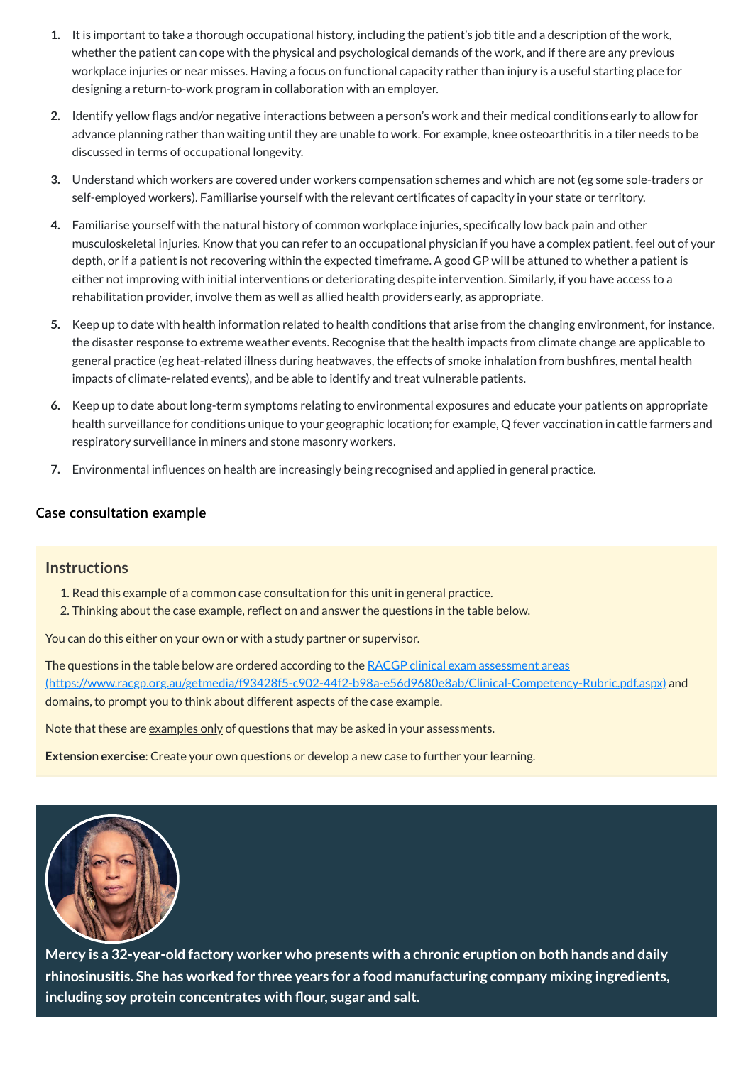1. It is important to take a thorough occupational history, including the patient's job title and a description of the work, whether the patient can cope with the physical and psychological demands of the work, and if there are any previous workplace injuries or near misses. Having a focus on functional capacity rather than injury is a useful starting place for designing a return-to-work program in collaboration with an employer.
2. Identify yellow flags and/or negative interactions between a person's work and their medical conditions early to allow for advance planning rather than waiting until they are unable to work. For example, knee osteoarthritis in a tiler needs to be discussed in terms of occupational longevity.
3. Understand which workers are covered under workers compensation schemes and which are not (eg some sole-traders or self-employed workers). Familiarise yourself with the relevant certificates of capacity in your state or territory.
4. Familiarise yourself with the natural history of common workplace injuries, specifically low back pain and other musculoskeletal injuries. Know that you can refer to an occupational physician if you have a complex patient, feel out of your depth, or if a patient is not recovering within the expected timeframe. A good GP will be attuned to whether a patient is either not improving with initial interventions or deteriorating despite intervention. Similarly, if you have access to a rehabilitation provider, involve them as well as allied health providers early, as appropriate.
5. Keep up to date with health information related to health conditions that arise from the changing environment, for instance, the disaster response to extreme weather events. Recognise that the health impacts from climate change are applicable to general practice (eg heat-related illness during heatwaves, the effects of smoke inhalation from bushfires, mental health impacts of climate-related events), and be able to identify and treat vulnerable patients.
6. Keep up to date about long-term symptoms relating to environmental exposures and educate your patients on appropriate health surveillance for conditions unique to your geographic location; for example, Q fever vaccination in cattle farmers and respiratory surveillance in miners and stone masonry workers.
7. Environmental influences on health are increasingly being recognised and applied in general practice.

### Case consultation example

#### Instructions

1. Read this example of a common case consultation for this unit in general practice.
2. Thinking about the case example, reflect on and answer the questions in the table below.

You can do this either on your own or with a study partner or supervisor.

The questions in the table below are ordered according to the [RACGP clinical exam assessment areas (https://www.racgp.org.au/getmedia/f93428f5-c902-44f2-b98a-e56d9680e8ab/Clinical-Competency-Rubric.pdf.aspx)](https://www.racgp.org.au/getmedia/f93428f5-c902-44f2-b98a-e56d9680e8ab/Clinical-Competency-Rubric.pdf.aspx) and domains, to prompt you to think about different aspects of the case example.

Note that these are examples only of questions that may be asked in your assessments.

**Extension exercise**: Create your own questions or develop a new case to further your learning.

**Mercy is a 32-year-old factory worker who presents with a chronic eruption on both hands and daily rhinosinusitis. She has worked for three years for a food manufacturing company mixing ingredients, including soy protein concentrates with flour, sugar and salt.**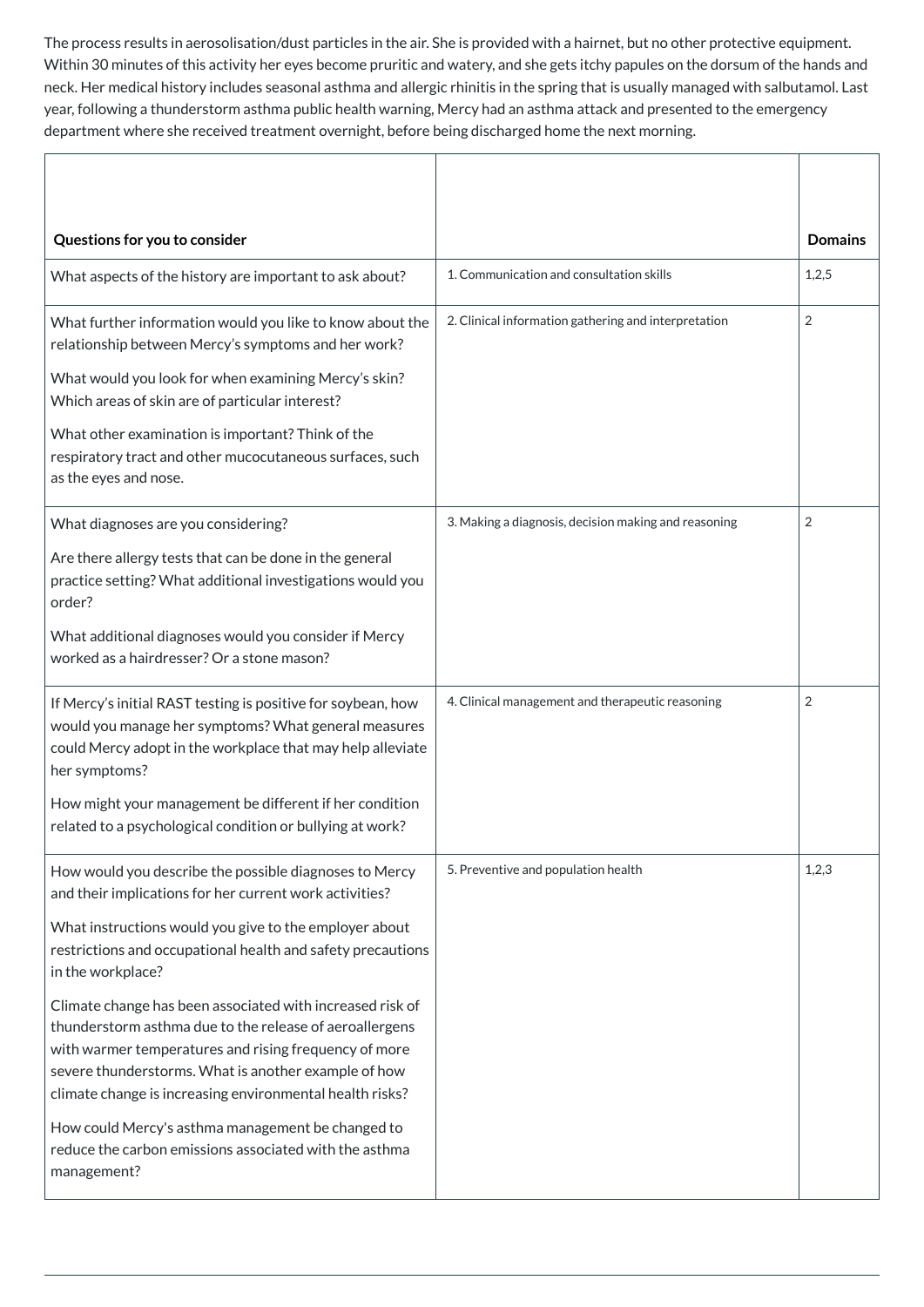The process results in aerosolisation/dust particles in the air. She is provided with a hairnet, but no other protective equipment. Within 30 minutes of this activity her eyes become pruritic and watery, and she gets itchy papules on the dorsum of the hands and neck. Her medical history includes seasonal asthma and allergic rhinitis in the spring that is usually managed with salbutamol. Last year, following a thunderstorm asthma public health warning, Mercy had an asthma attack and presented to the emergency department where she received treatment overnight, before being discharged home the next morning.

| **Questions for you to consider** | | **Domains** |
|---|---|---|
| What aspects of the history are important to ask about? | 1. Communication and consultation skills | 1,2,5 |
| What further information would you like to know about the relationship between Mercy's symptoms and her work?<br><br>What would you look for when examining Mercy's skin? Which areas of skin are of particular interest?<br><br>What other examination is important? Think of the respiratory tract and other mucocutaneous surfaces, such as the eyes and nose. | 2. Clinical information gathering and interpretation | 2 |
| What diagnoses are you considering?<br><br>Are there allergy tests that can be done in the general practice setting? What additional investigations would you order?<br><br>What additional diagnoses would you consider if Mercy worked as a hairdresser? Or a stone mason? | 3. Making a diagnosis, decision making and reasoning | 2 |
| If Mercy's initial RAST testing is positive for soybean, how would you manage her symptoms? What general measures could Mercy adopt in the workplace that may help alleviate her symptoms?<br><br>How might your management be different if her condition related to a psychological condition or bullying at work? | 4. Clinical management and therapeutic reasoning | 2 |
| How would you describe the possible diagnoses to Mercy and their implications for her current work activities?<br><br>What instructions would you give to the employer about restrictions and occupational health and safety precautions in the workplace?<br><br>Climate change has been associated with increased risk of thunderstorm asthma due to the release of aeroallergens with warmer temperatures and rising frequency of more severe thunderstorms. What is another example of how climate change is increasing environmental health risks?<br><br>How could Mercy's asthma management be changed to reduce the carbon emissions associated with the asthma management? | 5. Preventive and population health | 1,2,3 |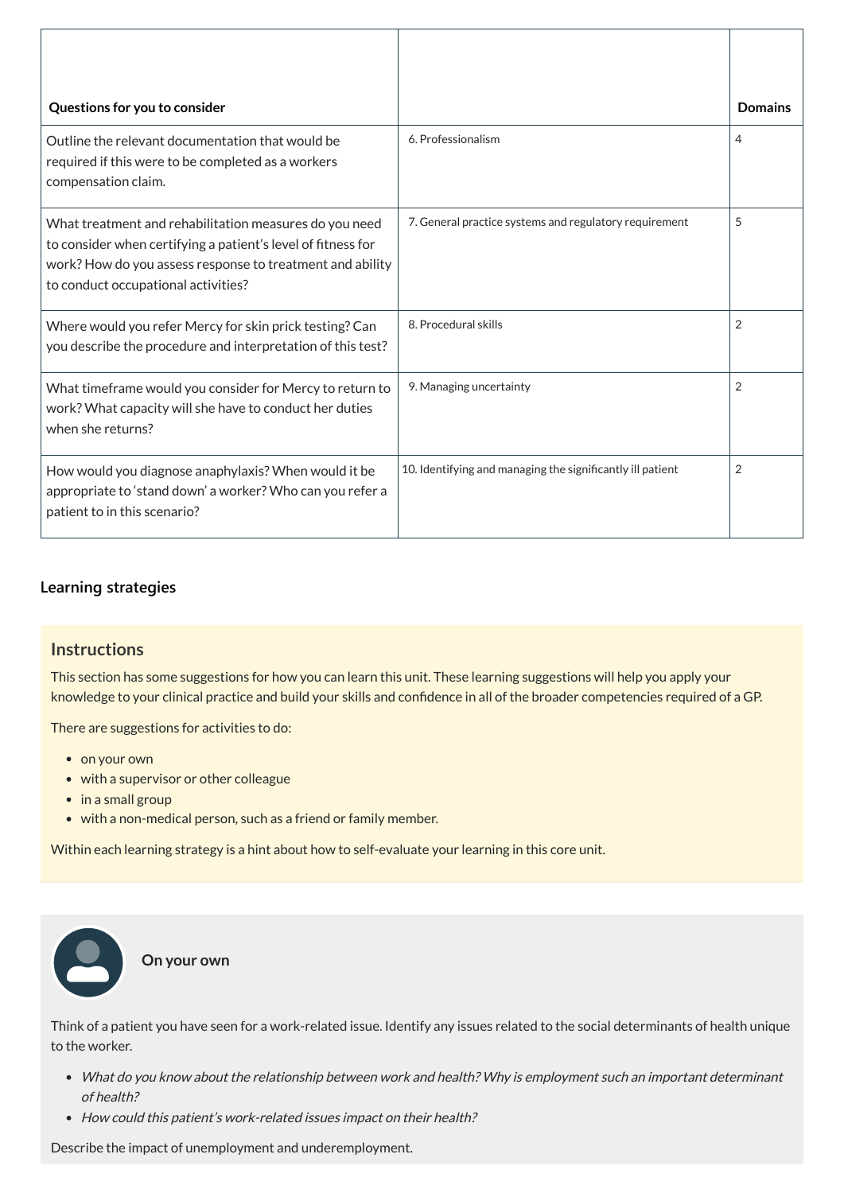| Questions for you to consider | | Domains |
|---|---|---|
| Outline the relevant documentation that would be required if this were to be completed as a workers compensation claim. | 6. Professionalism | 4 |
| What treatment and rehabilitation measures do you need to consider when certifying a patient's level of fitness for work? How do you assess response to treatment and ability to conduct occupational activities? | 7. General practice systems and regulatory requirement | 5 |
| Where would you refer Mercy for skin prick testing? Can you describe the procedure and interpretation of this test? | 8. Procedural skills | 2 |
| What timeframe would you consider for Mercy to return to work? What capacity will she have to conduct her duties when she returns? | 9. Managing uncertainty | 2 |
| How would you diagnose anaphylaxis? When would it be appropriate to 'stand down' a worker? Who can you refer a patient to in this scenario? | 10. Identifying and managing the significantly ill patient | 2 |

### Learning strategies

#### Instructions

This section has some suggestions for how you can learn this unit. These learning suggestions will help you apply your knowledge to your clinical practice and build your skills and confidence in all of the broader competencies required of a GP.

There are suggestions for activities to do:

- on your own
- with a supervisor or other colleague
- in a small group
- with a non-medical person, such as a friend or family member.

Within each learning strategy is a hint about how to self-evaluate your learning in this core unit.

#### On your own

Think of a patient you have seen for a work-related issue. Identify any issues related to the social determinants of health unique to the worker.

- *What do you know about the relationship between work and health? Why is employment such an important determinant of health?*
- *How could this patient's work-related issues impact on their health?*

Describe the impact of unemployment and underemployment.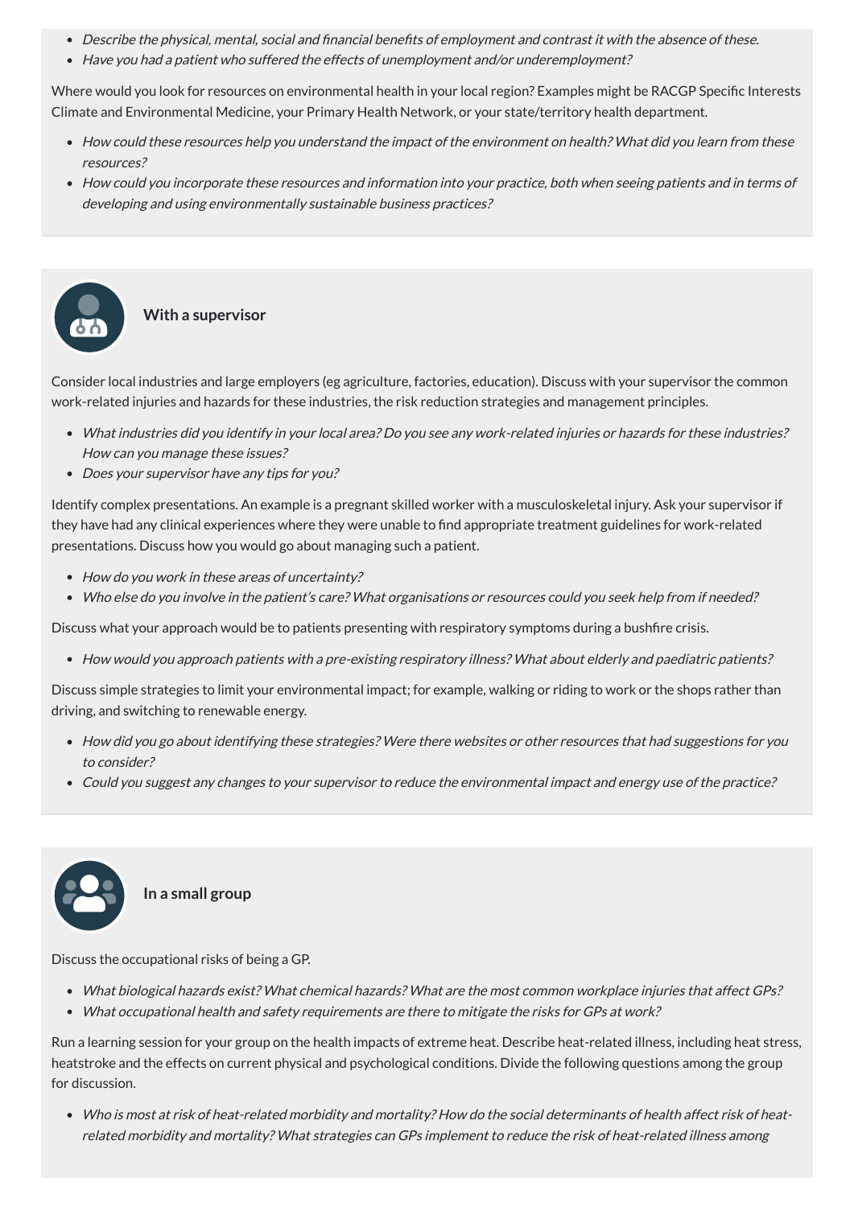- *Describe the physical, mental, social and financial benefits of employment and contrast it with the absence of these.*
- *Have you had a patient who suffered the effects of unemployment and/or underemployment?*

Where would you look for resources on environmental health in your local region? Examples might be RACGP Specific Interests Climate and Environmental Medicine, your Primary Health Network, or your state/territory health department.

- *How could these resources help you understand the impact of the environment on health? What did you learn from these resources?*
- *How could you incorporate these resources and information into your practice, both when seeing patients and in terms of developing and using environmentally sustainable business practices?*

### With a supervisor

Consider local industries and large employers (eg agriculture, factories, education). Discuss with your supervisor the common work-related injuries and hazards for these industries, the risk reduction strategies and management principles.

- *What industries did you identify in your local area? Do you see any work-related injuries or hazards for these industries? How can you manage these issues?*
- *Does your supervisor have any tips for you?*

Identify complex presentations. An example is a pregnant skilled worker with a musculoskeletal injury. Ask your supervisor if they have had any clinical experiences where they were unable to find appropriate treatment guidelines for work-related presentations. Discuss how you would go about managing such a patient.

- *How do you work in these areas of uncertainty?*
- *Who else do you involve in the patient's care? What organisations or resources could you seek help from if needed?*

Discuss what your approach would be to patients presenting with respiratory symptoms during a bushfire crisis.

- *How would you approach patients with a pre-existing respiratory illness? What about elderly and paediatric patients?*

Discuss simple strategies to limit your environmental impact; for example, walking or riding to work or the shops rather than driving, and switching to renewable energy.

- *How did you go about identifying these strategies? Were there websites or other resources that had suggestions for you to consider?*
- *Could you suggest any changes to your supervisor to reduce the environmental impact and energy use of the practice?*

### In a small group

Discuss the occupational risks of being a GP.

- *What biological hazards exist? What chemical hazards? What are the most common workplace injuries that affect GPs?*
- *What occupational health and safety requirements are there to mitigate the risks for GPs at work?*

Run a learning session for your group on the health impacts of extreme heat. Describe heat-related illness, including heat stress, heatstroke and the effects on current physical and psychological conditions. Divide the following questions among the group for discussion.

- *Who is most at risk of heat-related morbidity and mortality? How do the social determinants of health affect risk of heat-related morbidity and mortality? What strategies can GPs implement to reduce the risk of heat-related illness among*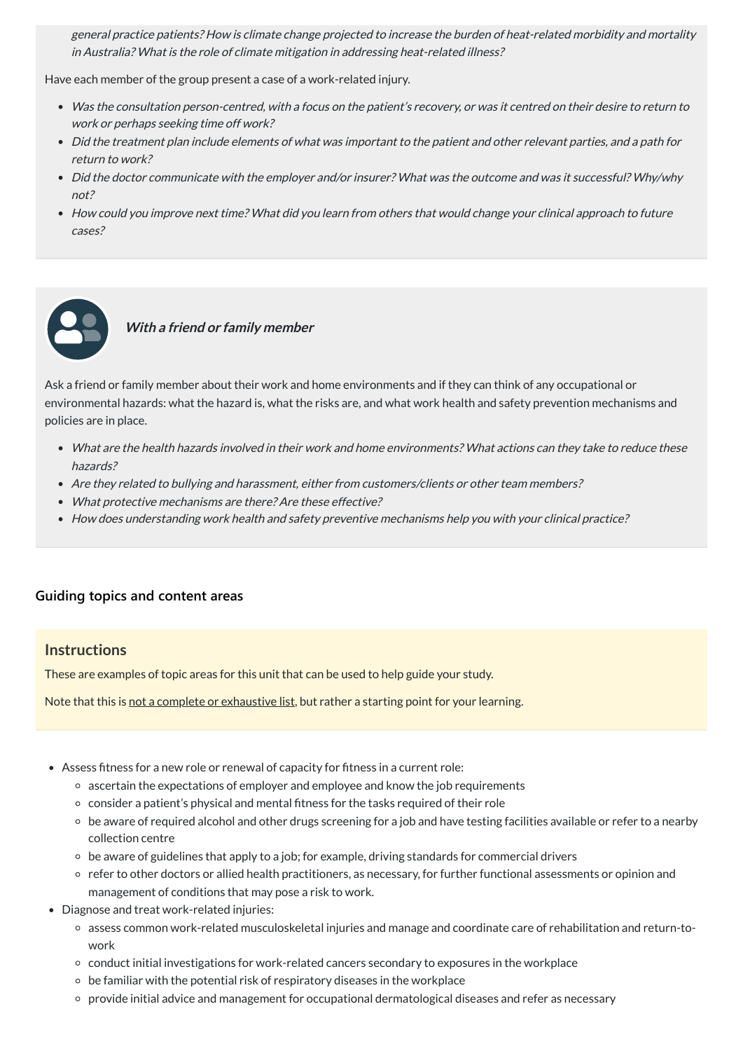*general practice patients? How is climate change projected to increase the burden of heat-related morbidity and mortality in Australia? What is the role of climate mitigation in addressing heat-related illness?*

Have each member of the group present a case of a work-related injury.

- *Was the consultation person-centred, with a focus on the patient's recovery, or was it centred on their desire to return to work or perhaps seeking time off work?*
- *Did the treatment plan include elements of what was important to the patient and other relevant parties, and a path for return to work?*
- *Did the doctor communicate with the employer and/or insurer? What was the outcome and was it successful? Why/why not?*
- *How could you improve next time? What did you learn from others that would change your clinical approach to future cases?*

***With a friend or family member***

Ask a friend or family member about their work and home environments and if they can think of any occupational or environmental hazards: what the hazard is, what the risks are, and what work health and safety prevention mechanisms and policies are in place.

- *What are the health hazards involved in their work and home environments? What actions can they take to reduce these hazards?*
- *Are they related to bullying and harassment, either from customers/clients or other team members?*
- *What protective mechanisms are there? Are these effective?*
- *How does understanding work health and safety preventive mechanisms help you with your clinical practice?*

### Guiding topics and content areas

#### Instructions

These are examples of topic areas for this unit that can be used to help guide your study.

Note that this is not a complete or exhaustive list, but rather a starting point for your learning.

- Assess fitness for a new role or renewal of capacity for fitness in a current role:
  - ascertain the expectations of employer and employee and know the job requirements
  - consider a patient's physical and mental fitness for the tasks required of their role
  - be aware of required alcohol and other drugs screening for a job and have testing facilities available or refer to a nearby collection centre
  - be aware of guidelines that apply to a job; for example, driving standards for commercial drivers
  - refer to other doctors or allied health practitioners, as necessary, for further functional assessments or opinion and management of conditions that may pose a risk to work.
- Diagnose and treat work-related injuries:
  - assess common work-related musculoskeletal injuries and manage and coordinate care of rehabilitation and return-to-work
  - conduct initial investigations for work-related cancers secondary to exposures in the workplace
  - be familiar with the potential risk of respiratory diseases in the workplace
  - provide initial advice and management for occupational dermatological diseases and refer as necessary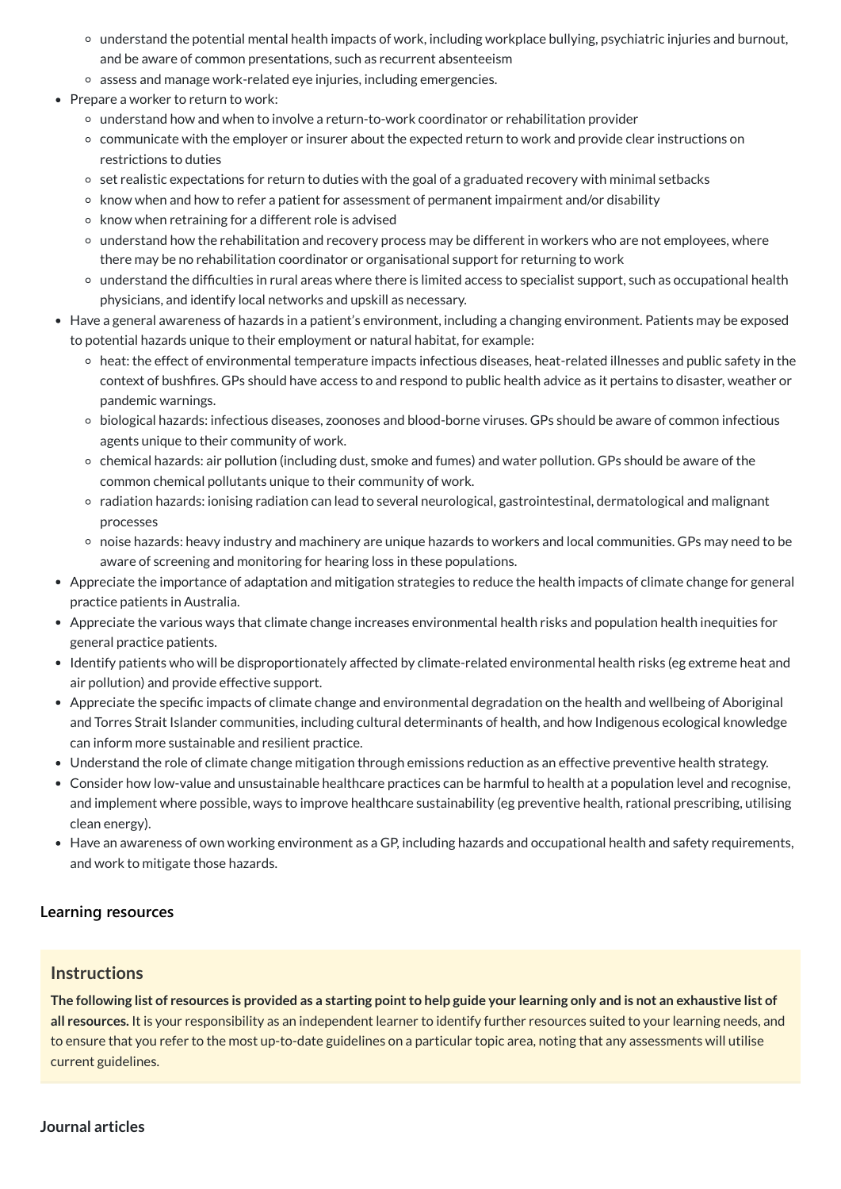- understand the potential mental health impacts of work, including workplace bullying, psychiatric injuries and burnout, and be aware of common presentations, such as recurrent absenteeism
  - assess and manage work-related eye injuries, including emergencies.
- Prepare a worker to return to work:
  - understand how and when to involve a return-to-work coordinator or rehabilitation provider
  - communicate with the employer or insurer about the expected return to work and provide clear instructions on restrictions to duties
  - set realistic expectations for return to duties with the goal of a graduated recovery with minimal setbacks
  - know when and how to refer a patient for assessment of permanent impairment and/or disability
  - know when retraining for a different role is advised
  - understand how the rehabilitation and recovery process may be different in workers who are not employees, where there may be no rehabilitation coordinator or organisational support for returning to work
  - understand the difficulties in rural areas where there is limited access to specialist support, such as occupational health physicians, and identify local networks and upskill as necessary.
- Have a general awareness of hazards in a patient's environment, including a changing environment. Patients may be exposed to potential hazards unique to their employment or natural habitat, for example:
  - heat: the effect of environmental temperature impacts infectious diseases, heat-related illnesses and public safety in the context of bushfires. GPs should have access to and respond to public health advice as it pertains to disaster, weather or pandemic warnings.
  - biological hazards: infectious diseases, zoonoses and blood-borne viruses. GPs should be aware of common infectious agents unique to their community of work.
  - chemical hazards: air pollution (including dust, smoke and fumes) and water pollution. GPs should be aware of the common chemical pollutants unique to their community of work.
  - radiation hazards: ionising radiation can lead to several neurological, gastrointestinal, dermatological and malignant processes
  - noise hazards: heavy industry and machinery are unique hazards to workers and local communities. GPs may need to be aware of screening and monitoring for hearing loss in these populations.
- Appreciate the importance of adaptation and mitigation strategies to reduce the health impacts of climate change for general practice patients in Australia.
- Appreciate the various ways that climate change increases environmental health risks and population health inequities for general practice patients.
- Identify patients who will be disproportionately affected by climate-related environmental health risks (eg extreme heat and air pollution) and provide effective support.
- Appreciate the specific impacts of climate change and environmental degradation on the health and wellbeing of Aboriginal and Torres Strait Islander communities, including cultural determinants of health, and how Indigenous ecological knowledge can inform more sustainable and resilient practice.
- Understand the role of climate change mitigation through emissions reduction as an effective preventive health strategy.
- Consider how low-value and unsustainable healthcare practices can be harmful to health at a population level and recognise, and implement where possible, ways to improve healthcare sustainability (eg preventive health, rational prescribing, utilising clean energy).
- Have an awareness of own working environment as a GP, including hazards and occupational health and safety requirements, and work to mitigate those hazards.

### Learning resources

#### Instructions

**The following list of resources is provided as a starting point to help guide your learning only and is not an exhaustive list of all resources.** It is your responsibility as an independent learner to identify further resources suited to your learning needs, and to ensure that you refer to the most up-to-date guidelines on a particular topic area, noting that any assessments will utilise current guidelines.

#### Journal articles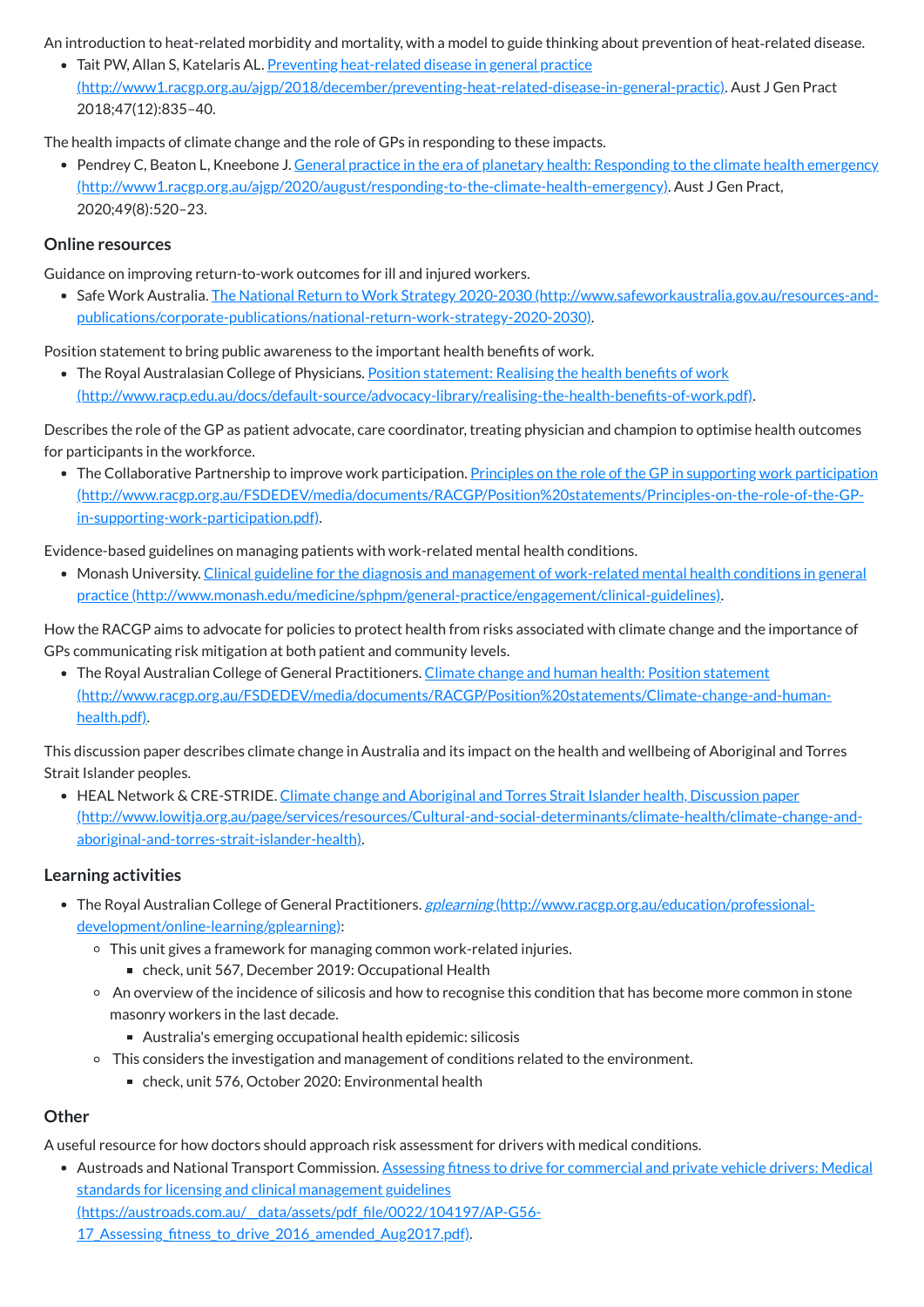An introduction to heat-related morbidity and mortality, with a model to guide thinking about prevention of heat-related disease.

- Tait PW, Allan S, Katelaris AL. [Preventing heat-related disease in general practice (http://www1.racgp.org.au/ajgp/2018/december/preventing-heat-related-disease-in-general-practic)](http://www1.racgp.org.au/ajgp/2018/december/preventing-heat-related-disease-in-general-practic). Aust J Gen Pract 2018;47(12):835–40.

The health impacts of climate change and the role of GPs in responding to these impacts.

- Pendrey C, Beaton L, Kneebone J. [General practice in the era of planetary health: Responding to the climate health emergency (http://www1.racgp.org.au/ajgp/2020/august/responding-to-the-climate-health-emergency)](http://www1.racgp.org.au/ajgp/2020/august/responding-to-the-climate-health-emergency). Aust J Gen Pract, 2020;49(8):520–23.

## Online resources

Guidance on improving return-to-work outcomes for ill and injured workers.

- Safe Work Australia. [The National Return to Work Strategy 2020-2030 (http://www.safeworkaustralia.gov.au/resources-and-publications/corporate-publications/national-return-work-strategy-2020-2030)](http://www.safeworkaustralia.gov.au/resources-and-publications/corporate-publications/national-return-work-strategy-2020-2030).

Position statement to bring public awareness to the important health benefits of work.

- The Royal Australasian College of Physicians. [Position statement: Realising the health benefits of work (http://www.racp.edu.au/docs/default-source/advocacy-library/realising-the-health-benefits-of-work.pdf)](http://www.racp.edu.au/docs/default-source/advocacy-library/realising-the-health-benefits-of-work.pdf).

Describes the role of the GP as patient advocate, care coordinator, treating physician and champion to optimise health outcomes for participants in the workforce.

- The Collaborative Partnership to improve work participation. [Principles on the role of the GP in supporting work participation (http://www.racgp.org.au/FSDEDEV/media/documents/RACGP/Position%20statements/Principles-on-the-role-of-the-GP-in-supporting-work-participation.pdf)](http://www.racgp.org.au/FSDEDEV/media/documents/RACGP/Position%20statements/Principles-on-the-role-of-the-GP-in-supporting-work-participation.pdf).

Evidence-based guidelines on managing patients with work-related mental health conditions.

- Monash University. [Clinical guideline for the diagnosis and management of work-related mental health conditions in general practice (http://www.monash.edu/medicine/sphpm/general-practice/engagement/clinical-guidelines)](http://www.monash.edu/medicine/sphpm/general-practice/engagement/clinical-guidelines).

How the RACGP aims to advocate for policies to protect health from risks associated with climate change and the importance of GPs communicating risk mitigation at both patient and community levels.

- The Royal Australian College of General Practitioners. [Climate change and human health: Position statement (http://www.racgp.org.au/FSDEDEV/media/documents/RACGP/Position%20statements/Climate-change-and-human-health.pdf)](http://www.racgp.org.au/FSDEDEV/media/documents/RACGP/Position%20statements/Climate-change-and-human-health.pdf).

This discussion paper describes climate change in Australia and its impact on the health and wellbeing of Aboriginal and Torres Strait Islander peoples.

- HEAL Network & CRE-STRIDE. [Climate change and Aboriginal and Torres Strait Islander health, Discussion paper (http://www.lowitja.org.au/page/services/resources/Cultural-and-social-determinants/climate-health/climate-change-and-aboriginal-and-torres-strait-islander-health)](http://www.lowitja.org.au/page/services/resources/Cultural-and-social-determinants/climate-health/climate-change-and-aboriginal-and-torres-strait-islander-health).

## Learning activities

- The Royal Australian College of General Practitioners. [*gplearning* (http://www.racgp.org.au/education/professional-development/online-learning/gplearning)](http://www.racgp.org.au/education/professional-development/online-learning/gplearning):
  - This unit gives a framework for managing common work-related injuries.
    - check, unit 567, December 2019: Occupational Health
  - An overview of the incidence of silicosis and how to recognise this condition that has become more common in stone masonry workers in the last decade.
    - Australia's emerging occupational health epidemic: silicosis
  - This considers the investigation and management of conditions related to the environment.
    - check, unit 576, October 2020: Environmental health

## Other

A useful resource for how doctors should approach risk assessment for drivers with medical conditions.

- Austroads and National Transport Commission. [Assessing fitness to drive for commercial and private vehicle drivers: Medical standards for licensing and clinical management guidelines (https://austroads.com.au/__data/assets/pdf_file/0022/104197/AP-G56-17_Assessing_fitness_to_drive_2016_amended_Aug2017.pdf)](https://austroads.com.au/__data/assets/pdf_file/0022/104197/AP-G56-17_Assessing_fitness_to_drive_2016_amended_Aug2017.pdf).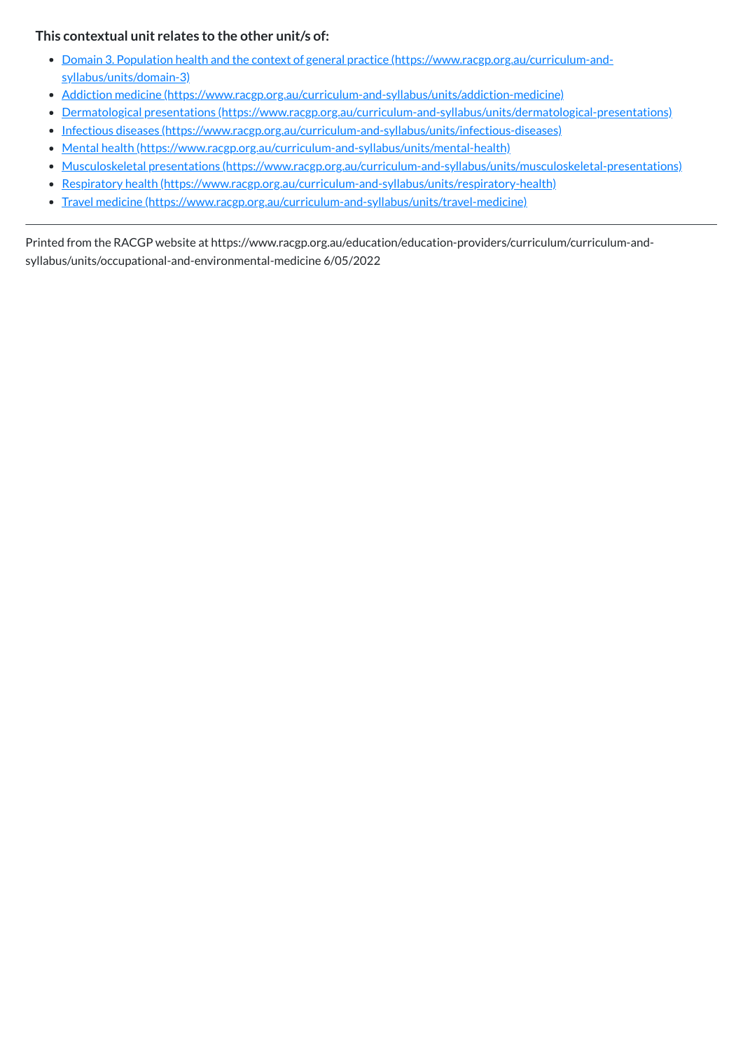**This contextual unit relates to the other unit/s of:**

- [Domain 3. Population health and the context of general practice (https://www.racgp.org.au/curriculum-and-syllabus/units/domain-3)](https://www.racgp.org.au/curriculum-and-syllabus/units/domain-3)
- [Addiction medicine (https://www.racgp.org.au/curriculum-and-syllabus/units/addiction-medicine)](https://www.racgp.org.au/curriculum-and-syllabus/units/addiction-medicine)
- [Dermatological presentations (https://www.racgp.org.au/curriculum-and-syllabus/units/dermatological-presentations)](https://www.racgp.org.au/curriculum-and-syllabus/units/dermatological-presentations)
- [Infectious diseases (https://www.racgp.org.au/curriculum-and-syllabus/units/infectious-diseases)](https://www.racgp.org.au/curriculum-and-syllabus/units/infectious-diseases)
- [Mental health (https://www.racgp.org.au/curriculum-and-syllabus/units/mental-health)](https://www.racgp.org.au/curriculum-and-syllabus/units/mental-health)
- [Musculoskeletal presentations (https://www.racgp.org.au/curriculum-and-syllabus/units/musculoskeletal-presentations)](https://www.racgp.org.au/curriculum-and-syllabus/units/musculoskeletal-presentations)
- [Respiratory health (https://www.racgp.org.au/curriculum-and-syllabus/units/respiratory-health)](https://www.racgp.org.au/curriculum-and-syllabus/units/respiratory-health)
- [Travel medicine (https://www.racgp.org.au/curriculum-and-syllabus/units/travel-medicine)](https://www.racgp.org.au/curriculum-and-syllabus/units/travel-medicine)

---

Printed from the RACGP website at https://www.racgp.org.au/education/education-providers/curriculum/curriculum-and-syllabus/units/occupational-and-environmental-medicine 6/05/2022